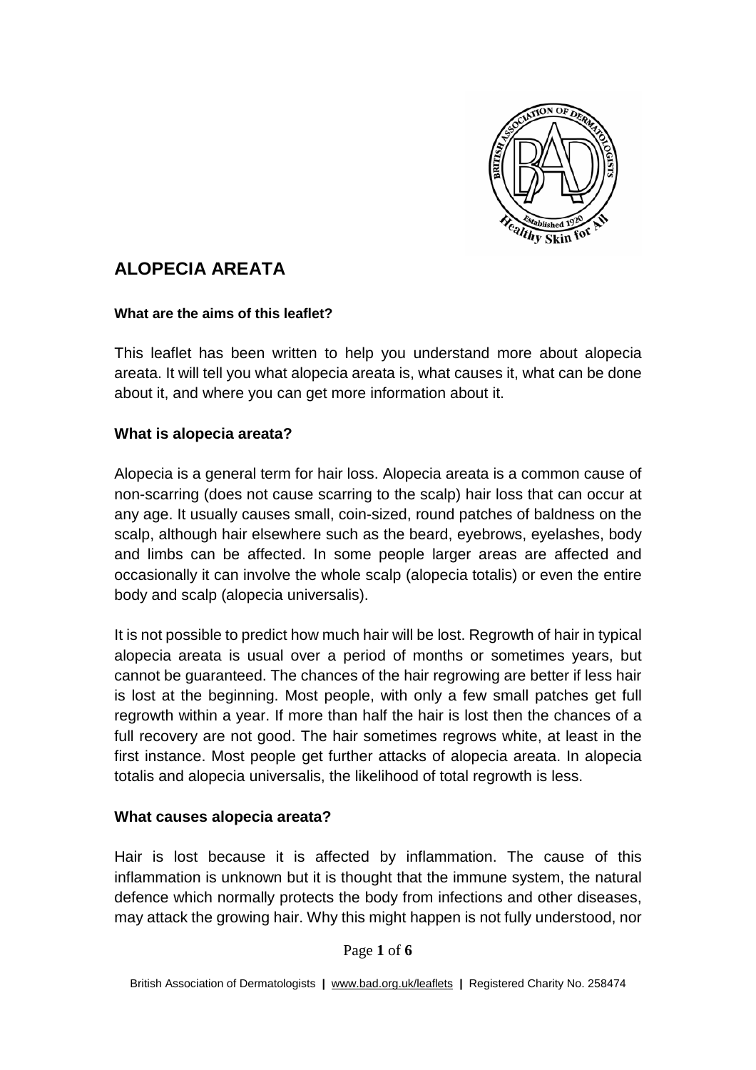# ALOPECIA AREATA

**What are the aims of this leaflet?**

This leaflet has been written to help you understand more about alopecia areata. It will tell you what alopecia areata is, what causes it, what can be done about it, and where you can get more information about it.

## What is alopecia areata?

Alopecia is a general term for hair loss. Alopecia areata is a common cause of non-scarring (does not cause scarring to the scalp) hair loss that can occur at any age. It usually causes small, coin-sized, round patches of baldness on the scalp, although hair elsewhere such as the beard, eyebrows, eyelashes, body and limbs can be affected. In some people larger areas are affected and occasionally it can involve the whole scalp (alopecia totalis) or even the entire body and scalp (alopecia universalis).

It is not possible to predict how much hair will be lost. Regrowth of hair in typical alopecia areata is usual over a period of months or sometimes years, but cannot be guaranteed. The chances of the hair regrowing are better if less hair is lost at the beginning. Most people, with only a few small patches get full regrowth within a year. If more than half the hair is lost then the chances of a full recovery are not good. The hair sometimes regrows white, at least in the first instance. Most people get further attacks of alopecia areata. In alopecia totalis and alopecia universalis, the likelihood of total regrowth is less.

## What causes alopecia areata?

Hair is lost because it is affected by inflammation. The cause of this inflammation is unknown but it is thought that the immune system, the natural defence which normally protects the body from infections and other diseases, may attack the growing hair. Why this might happen is not fully understood, nor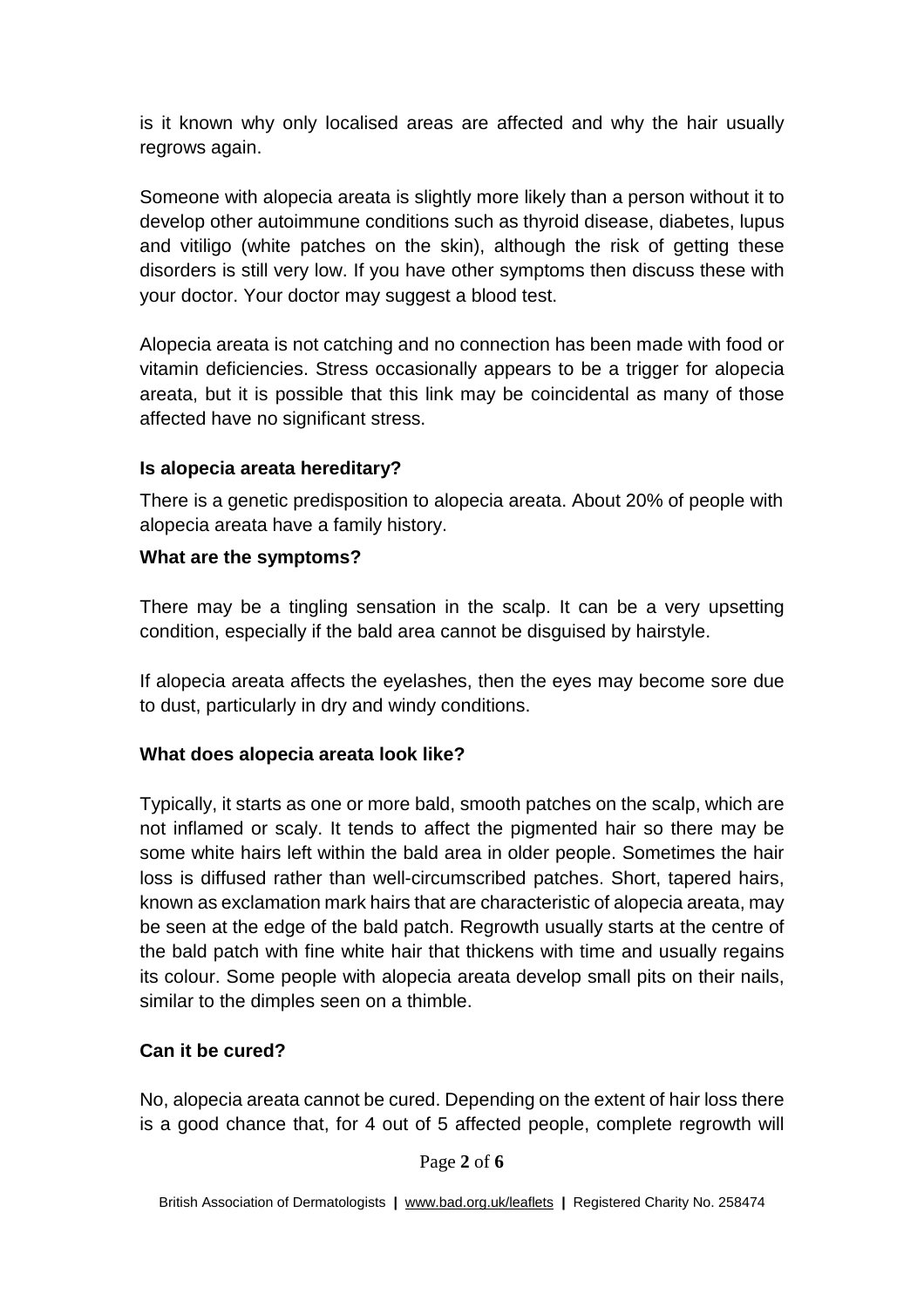is it known why only localised areas are affected and why the hair usually regrows again.

Someone with alopecia areata is slightly more likely than a person without it to develop other autoimmune conditions such as thyroid disease, diabetes, lupus and vitiligo (white patches on the skin), although the risk of getting these disorders is still very low. If you have other symptoms then discuss these with your doctor. Your doctor may suggest a blood test.

Alopecia areata is not catching and no connection has been made with food or vitamin deficiencies. Stress occasionally appears to be a trigger for alopecia areata, but it is possible that this link may be coincidental as many of those affected have no significant stress.

**Is alopecia areata hereditary?**

There is a genetic predisposition to alopecia areata. About 20% of people with alopecia areata have a family history.

**What are the symptoms?**

There may be a tingling sensation in the scalp. It can be a very upsetting condition, especially if the bald area cannot be disguised by hairstyle.

If alopecia areata affects the eyelashes, then the eyes may become sore due to dust, particularly in dry and windy conditions.

**What does alopecia areata look like?**

Typically, it starts as one or more bald, smooth patches on the scalp, which are not inflamed or scaly. It tends to affect the pigmented hair so there may be some white hairs left within the bald area in older people. Sometimes the hair loss is diffused rather than well-circumscribed patches. Short, tapered hairs, known as exclamation mark hairs that are characteristic of alopecia areata, may be seen at the edge of the bald patch. Regrowth usually starts at the centre of the bald patch with fine white hair that thickens with time and usually regains its colour. Some people with alopecia areata develop small pits on their nails, similar to the dimples seen on a thimble.

**Can it be cured?**

No, alopecia areata cannot be cured. Depending on the extent of hair loss there is a good chance that, for 4 out of 5 affected people, complete regrowth will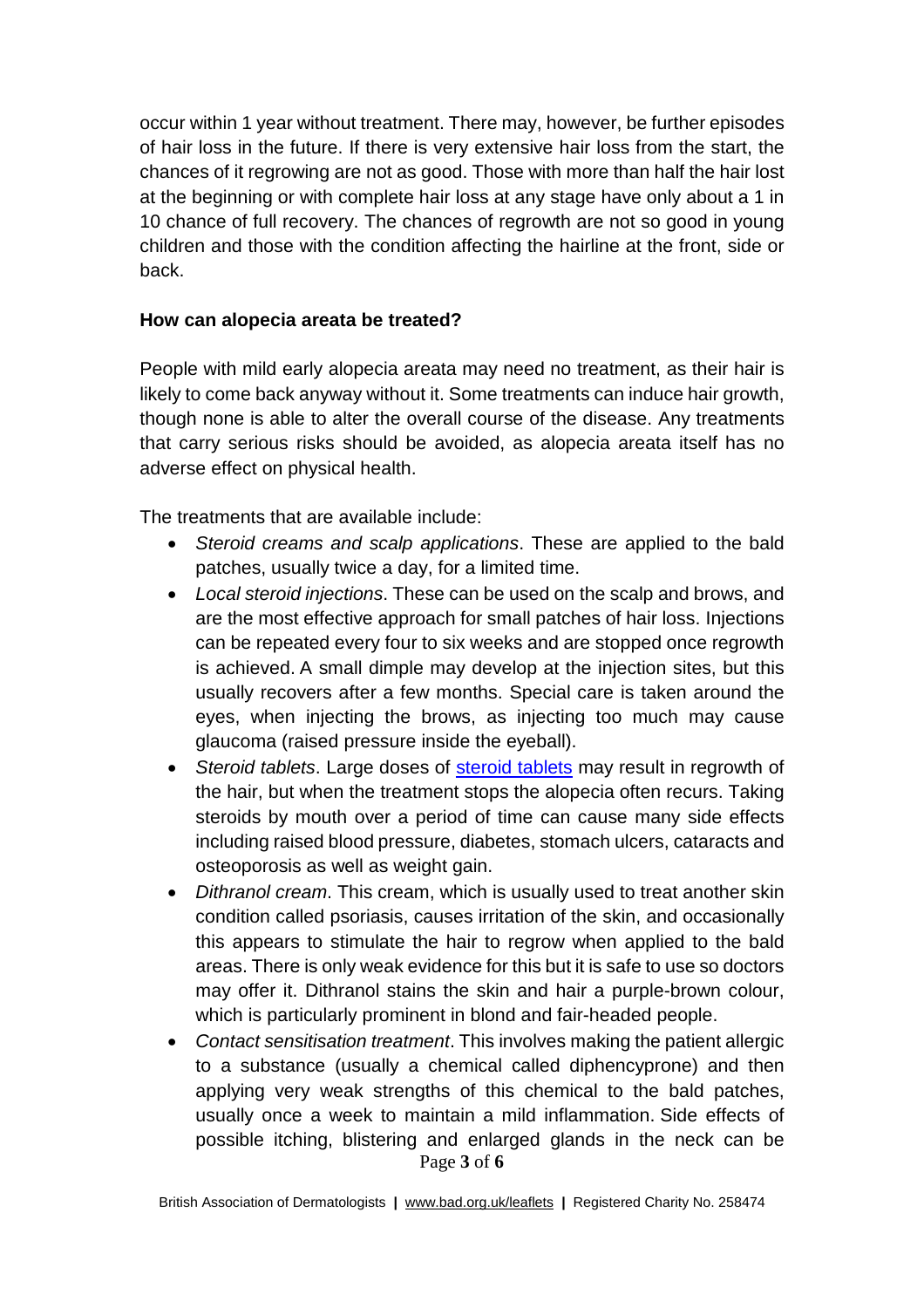occur within 1 year without treatment. There may, however, be further episodes of hair loss in the future. If there is very extensive hair loss from the start, the chances of it regrowing are not as good. Those with more than half the hair lost at the beginning or with complete hair loss at any stage have only about a 1 in 10 chance of full recovery. The chances of regrowth are not so good in young children and those with the condition affecting the hairline at the front, side or back.

**How can alopecia areata be treated?**

People with mild early alopecia areata may need no treatment, as their hair is likely to come back anyway without it. Some treatments can induce hair growth, though none is able to alter the overall course of the disease. Any treatments that carry serious risks should be avoided, as alopecia areata itself has no adverse effect on physical health.

The treatments that are available include:

- *Steroid creams and scalp applications*. These are applied to the bald patches, usually twice a day, for a limited time.
- *Local steroid injections*. These can be used on the scalp and brows, and are the most effective approach for small patches of hair loss. Injections can be repeated every four to six weeks and are stopped once regrowth is achieved. A small dimple may develop at the injection sites, but this usually recovers after a few months. Special care is taken around the eyes, when injecting the brows, as injecting too much may cause glaucoma (raised pressure inside the eyeball).
- *Steroid tablets*. Large doses of steroid tablets may result in regrowth of the hair, but when the treatment stops the alopecia often recurs. Taking steroids by mouth over a period of time can cause many side effects including raised blood pressure, diabetes, stomach ulcers, cataracts and osteoporosis as well as weight gain.
- *Dithranol cream*. This cream, which is usually used to treat another skin condition called psoriasis, causes irritation of the skin, and occasionally this appears to stimulate the hair to regrow when applied to the bald areas. There is only weak evidence for this but it is safe to use so doctors may offer it. Dithranol stains the skin and hair a purple-brown colour, which is particularly prominent in blond and fair-headed people.
- *Contact sensitisation treatment*. This involves making the patient allergic to a substance (usually a chemical called diphencyprone) and then applying very weak strengths of this chemical to the bald patches, usually once a week to maintain a mild inflammation. Side effects of possible itching, blistering and enlarged glands in the neck can be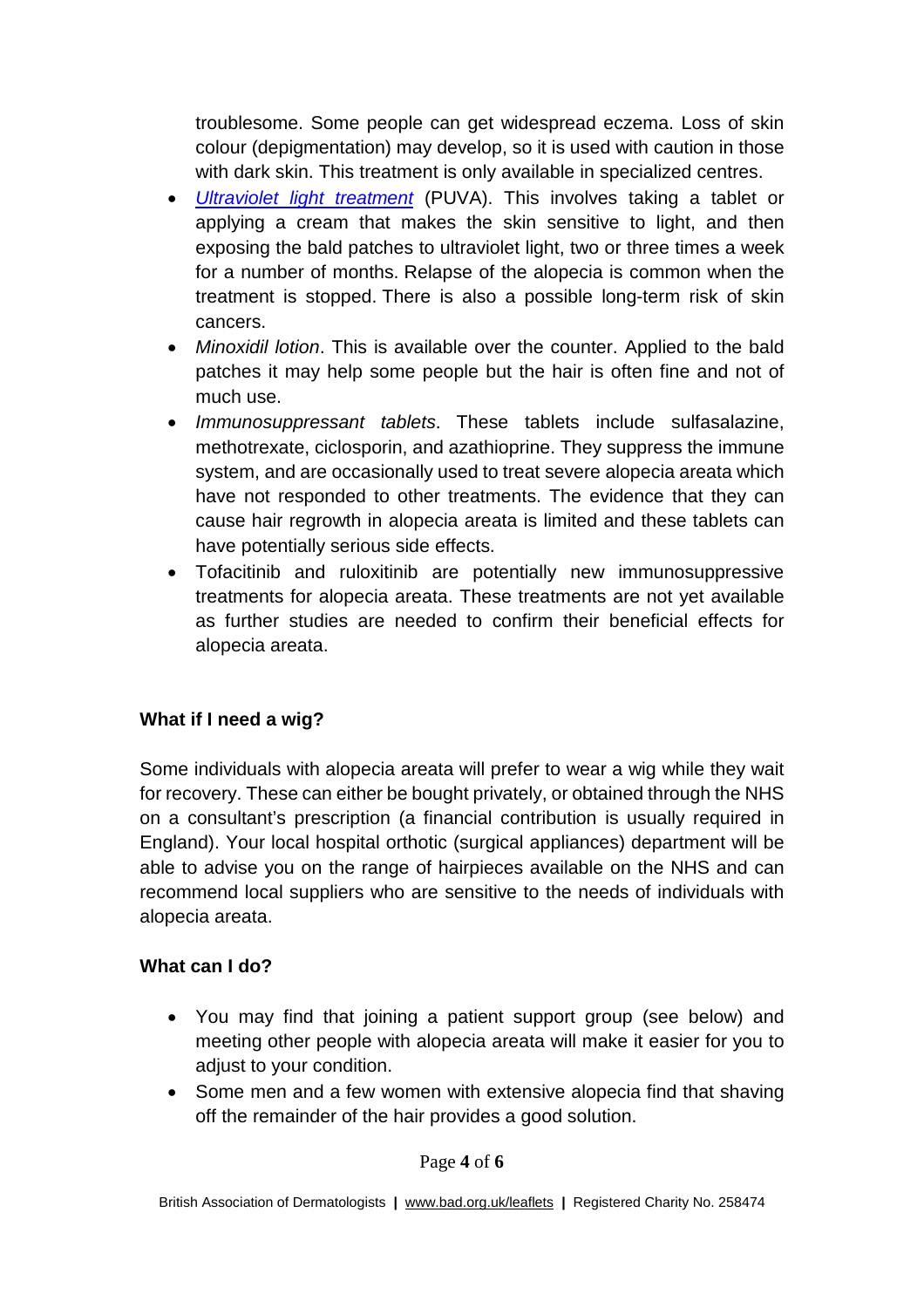troublesome. Some people can get widespread eczema. Loss of skin colour (depigmentation) may develop, so it is used with caution in those with dark skin. This treatment is only available in specialized centres.

- *Ultraviolet light treatment* (PUVA). This involves taking a tablet or applying a cream that makes the skin sensitive to light, and then exposing the bald patches to ultraviolet light, two or three times a week for a number of months. Relapse of the alopecia is common when the treatment is stopped. There is also a possible long-term risk of skin cancers.
- *Minoxidil lotion*. This is available over the counter. Applied to the bald patches it may help some people but the hair is often fine and not of much use.
- *Immunosuppressant tablets*. These tablets include sulfasalazine, methotrexate, ciclosporin, and azathioprine. They suppress the immune system, and are occasionally used to treat severe alopecia areata which have not responded to other treatments. The evidence that they can cause hair regrowth in alopecia areata is limited and these tablets can have potentially serious side effects.
- Tofacitinib and ruloxitinib are potentially new immunosuppressive treatments for alopecia areata. These treatments are not yet available as further studies are needed to confirm their beneficial effects for alopecia areata.

**What if I need a wig?**

Some individuals with alopecia areata will prefer to wear a wig while they wait for recovery. These can either be bought privately, or obtained through the NHS on a consultant's prescription (a financial contribution is usually required in England). Your local hospital orthotic (surgical appliances) department will be able to advise you on the range of hairpieces available on the NHS and can recommend local suppliers who are sensitive to the needs of individuals with alopecia areata.

**What can I do?**

- You may find that joining a patient support group (see below) and meeting other people with alopecia areata will make it easier for you to adjust to your condition.
- Some men and a few women with extensive alopecia find that shaving off the remainder of the hair provides a good solution.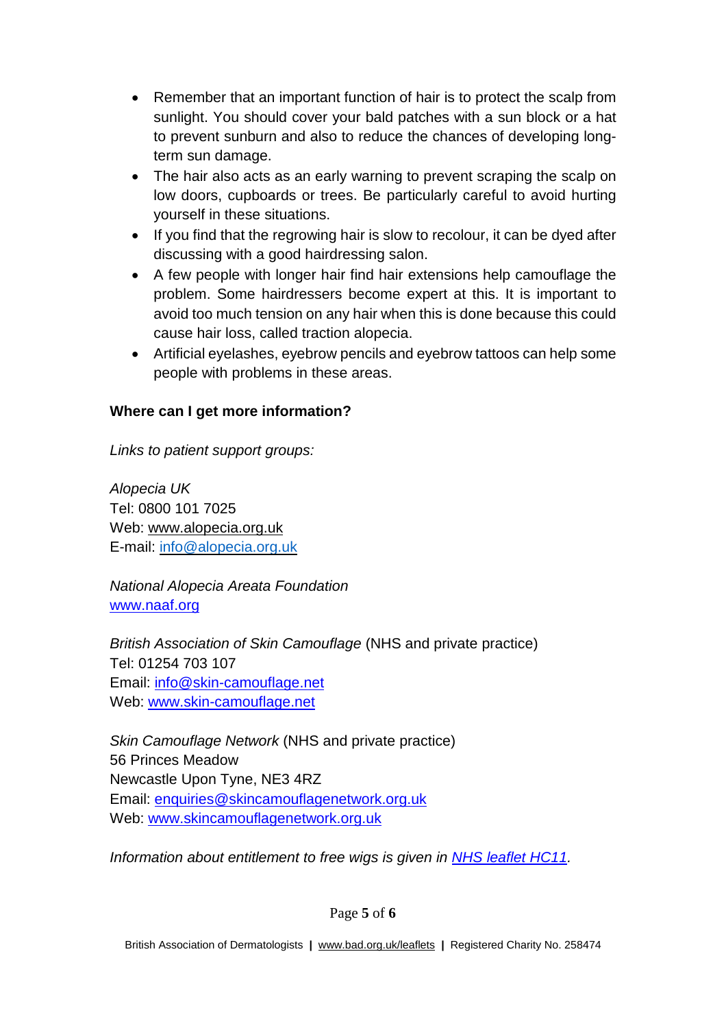- Remember that an important function of hair is to protect the scalp from sunlight. You should cover your bald patches with a sun block or a hat to prevent sunburn and also to reduce the chances of developing long-term sun damage.
- The hair also acts as an early warning to prevent scraping the scalp on low doors, cupboards or trees. Be particularly careful to avoid hurting yourself in these situations.
- If you find that the regrowing hair is slow to recolour, it can be dyed after discussing with a good hairdressing salon.
- A few people with longer hair find hair extensions help camouflage the problem. Some hairdressers become expert at this. It is important to avoid too much tension on any hair when this is done because this could cause hair loss, called traction alopecia.
- Artificial eyelashes, eyebrow pencils and eyebrow tattoos can help some people with problems in these areas.

**Where can I get more information?**

*Links to patient support groups:*

*Alopecia UK*
Tel: 0800 101 7025
Web: www.alopecia.org.uk
E-mail: info@alopecia.org.uk

*National Alopecia Areata Foundation*
www.naaf.org

*British Association of Skin Camouflage* (NHS and private practice)
Tel: 01254 703 107
Email: info@skin-camouflage.net
Web: www.skin-camouflage.net

*Skin Camouflage Network* (NHS and private practice)
56 Princes Meadow
Newcastle Upon Tyne, NE3 4RZ
Email: enquiries@skincamouflagenetwork.org.uk
Web: www.skincamouflagenetwork.org.uk

*Information about entitlement to free wigs is given in NHS leaflet HC11.*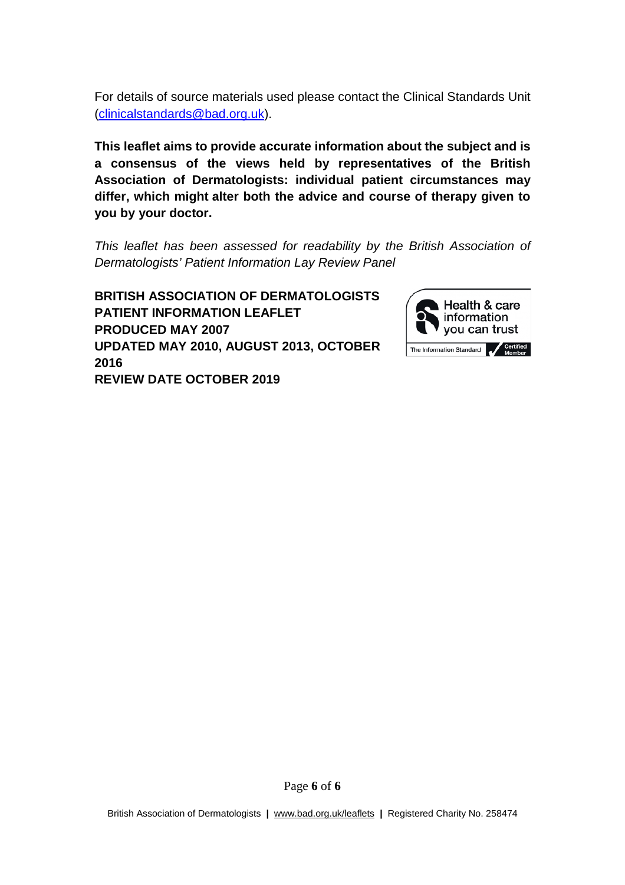For details of source materials used please contact the Clinical Standards Unit (clinicalstandards@bad.org.uk).

**This leaflet aims to provide accurate information about the subject and is a consensus of the views held by representatives of the British Association of Dermatologists: individual patient circumstances may differ, which might alter both the advice and course of therapy given to you by your doctor.**

*This leaflet has been assessed for readability by the British Association of Dermatologists' Patient Information Lay Review Panel*

**BRITISH ASSOCIATION OF DERMATOLOGISTS**
**PATIENT INFORMATION LEAFLET**
**PRODUCED MAY 2007**
**UPDATED MAY 2010, AUGUST 2013, OCTOBER 2016**
**REVIEW DATE OCTOBER 2019**

Health & care information you can trust

The Information Standard — Certified Member